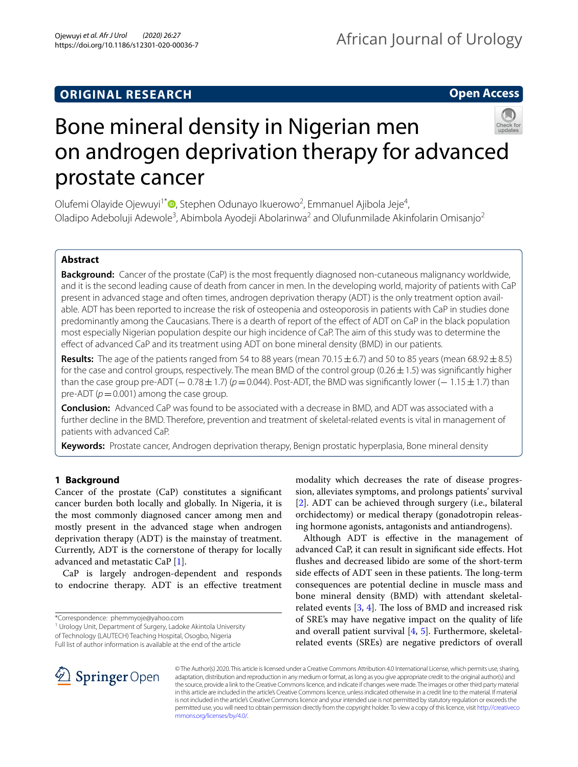ORIGINAL RESEARCH

Open Access

# Bone mineral density in Nigerian men on androgen deprivation therapy for advanced prostate cancer

Olufemi Olayide Ojewuyi[1*], Stephen Odunayo Ikuerowo[2], Emmanuel Ajibola Jeje[4], Oladipo Adeboluji Adewole[3], Abimbola Ayodeji Abolarinwa[2] and Olufunmilade Akinfolarin Omisanjo[2]

## Abstract

**Background:** Cancer of the prostate (CaP) is the most frequently diagnosed non-cutaneous malignancy worldwide, and it is the second leading cause of death from cancer in men. In the developing world, majority of patients with CaP present in advanced stage and often times, androgen deprivation therapy (ADT) is the only treatment option available. ADT has been reported to increase the risk of osteopenia and osteoporosis in patients with CaP in studies done predominantly among the Caucasians. There is a dearth of report of the effect of ADT on CaP in the black population most especially Nigerian population despite our high incidence of CaP. The aim of this study was to determine the effect of advanced CaP and its treatment using ADT on bone mineral density (BMD) in our patients.

**Results:** The age of the patients ranged from 54 to 88 years (mean $70.15 \pm 6.7$) and 50 to 85 years (mean $68.92 \pm 8.5$) for the case and control groups, respectively. The mean BMD of the control group ($0.26 \pm 1.5$) was significantly higher than the case group pre-ADT ($-0.78 \pm 1.7$) ($p = 0.044$). Post-ADT, the BMD was significantly lower ($-1.15 \pm 1.7$) than pre-ADT ($p = 0.001$) among the case group.

**Conclusion:** Advanced CaP was found to be associated with a decrease in BMD, and ADT was associated with a further decline in the BMD. Therefore, prevention and treatment of skeletal-related events is vital in management of patients with advanced CaP.

**Keywords:** Prostate cancer, Androgen deprivation therapy, Benign prostatic hyperplasia, Bone mineral density

## 1 Background

Cancer of the prostate (CaP) constitutes a significant cancer burden both locally and globally. In Nigeria, it is the most commonly diagnosed cancer among men and mostly present in the advanced stage when androgen deprivation therapy (ADT) is the mainstay of treatment. Currently, ADT is the cornerstone of therapy for locally advanced and metastatic CaP [1].

CaP is largely androgen-dependent and responds to endocrine therapy. ADT is an effective treatment modality which decreases the rate of disease progression, alleviates symptoms, and prolongs patients' survival [2]. ADT can be achieved through surgery (i.e., bilateral orchidectomy) or medical therapy (gonadotropin releasing hormone agonists, antagonists and antiandrogens).

Although ADT is effective in the management of advanced CaP, it can result in significant side effects. Hot flushes and decreased libido are some of the short-term side effects of ADT seen in these patients. The long-term consequences are potential decline in muscle mass and bone mineral density (BMD) with attendant skeletal-related events [3, 4]. The loss of BMD and increased risk of SRE's may have negative impact on the quality of life and overall patient survival [4, 5]. Furthermore, skeletal-related events (SREs) are negative predictors of overall

*Correspondence: phemmyoje@yahoo.com
[1] Urology Unit, Department of Surgery, Ladoke Akintola University of Technology (LAUTECH) Teaching Hospital, Osogbo, Nigeria
Full list of author information is available at the end of the article

© The Author(s) 2020. This article is licensed under a Creative Commons Attribution 4.0 International License, which permits use, sharing, adaptation, distribution and reproduction in any medium or format, as long as you give appropriate credit to the original author(s) and the source, provide a link to the Creative Commons licence, and indicate if changes were made. The images or other third party material in this article are included in the article's Creative Commons licence, unless indicated otherwise in a credit line to the material. If material is not included in the article's Creative Commons licence and your intended use is not permitted by statutory regulation or exceeds the permitted use, you will need to obtain permission directly from the copyright holder. To view a copy of this licence, visit http://creativecommons.org/licenses/by/4.0/.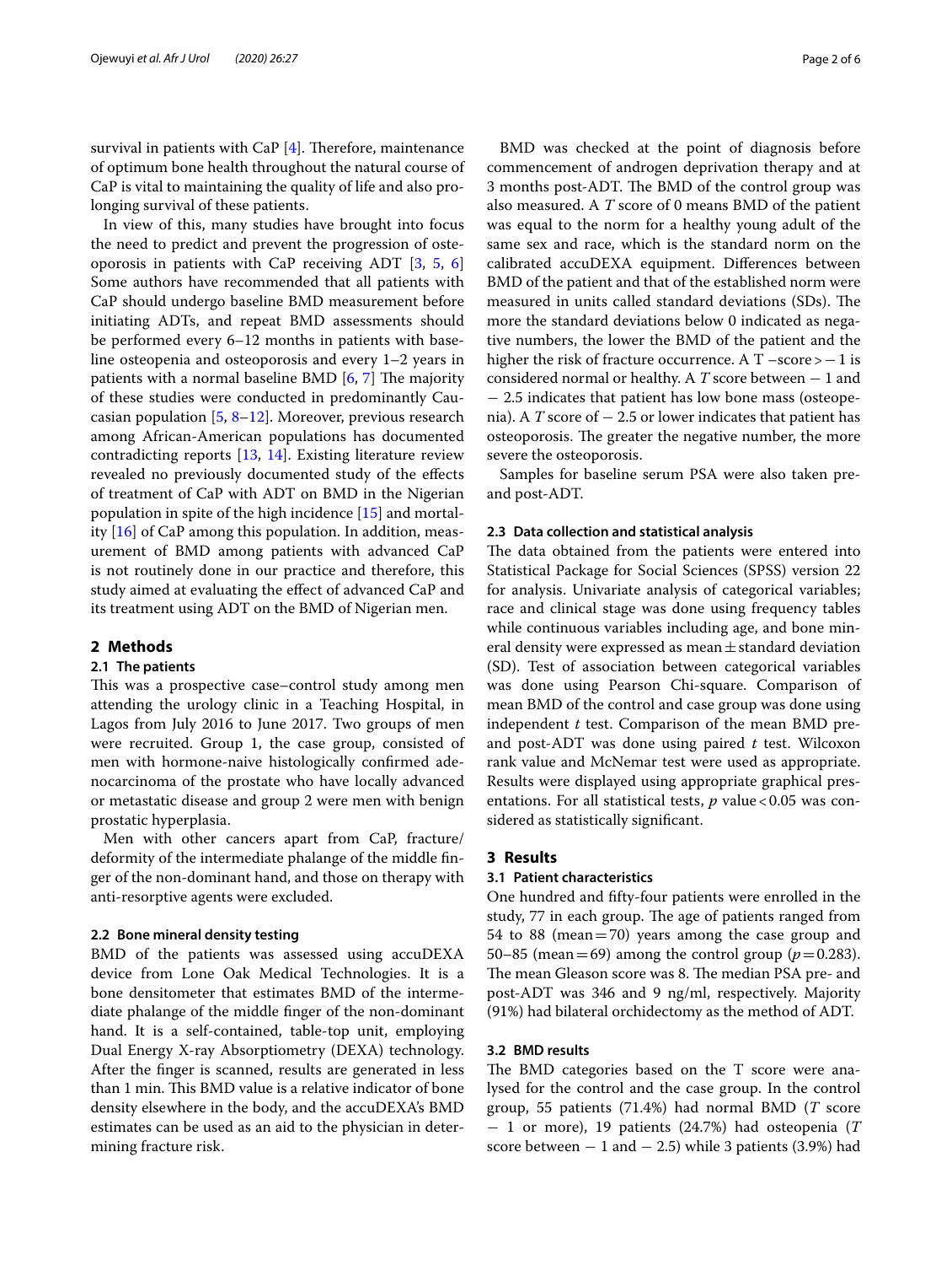survival in patients with CaP [4]. Therefore, maintenance of optimum bone health throughout the natural course of CaP is vital to maintaining the quality of life and also prolonging survival of these patients.

In view of this, many studies have brought into focus the need to predict and prevent the progression of osteoporosis in patients with CaP receiving ADT [3, 5, 6] Some authors have recommended that all patients with CaP should undergo baseline BMD measurement before initiating ADTs, and repeat BMD assessments should be performed every 6–12 months in patients with baseline osteopenia and osteoporosis and every 1–2 years in patients with a normal baseline BMD [6, 7] The majority of these studies were conducted in predominantly Caucasian population [5, 8–12]. Moreover, previous research among African-American populations has documented contradicting reports [13, 14]. Existing literature review revealed no previously documented study of the effects of treatment of CaP with ADT on BMD in the Nigerian population in spite of the high incidence [15] and mortality [16] of CaP among this population. In addition, measurement of BMD among patients with advanced CaP is not routinely done in our practice and therefore, this study aimed at evaluating the effect of advanced CaP and its treatment using ADT on the BMD of Nigerian men.

## 2 Methods

### 2.1 The patients

This was a prospective case–control study among men attending the urology clinic in a Teaching Hospital, in Lagos from July 2016 to June 2017. Two groups of men were recruited. Group 1, the case group, consisted of men with hormone-naive histologically confirmed adenocarcinoma of the prostate who have locally advanced or metastatic disease and group 2 were men with benign prostatic hyperplasia.

Men with other cancers apart from CaP, fracture/deformity of the intermediate phalange of the middle finger of the non-dominant hand, and those on therapy with anti-resorptive agents were excluded.

### 2.2 Bone mineral density testing

BMD of the patients was assessed using accuDEXA device from Lone Oak Medical Technologies. It is a bone densitometer that estimates BMD of the intermediate phalange of the middle finger of the non-dominant hand. It is a self-contained, table-top unit, employing Dual Energy X-ray Absorptiometry (DEXA) technology. After the finger is scanned, results are generated in less than 1 min. This BMD value is a relative indicator of bone density elsewhere in the body, and the accuDEXA's BMD estimates can be used as an aid to the physician in determining fracture risk.

BMD was checked at the point of diagnosis before commencement of androgen deprivation therapy and at 3 months post-ADT. The BMD of the control group was also measured. A *T* score of 0 means BMD of the patient was equal to the norm for a healthy young adult of the same sex and race, which is the standard norm on the calibrated accuDEXA equipment. Differences between BMD of the patient and that of the established norm were measured in units called standard deviations (SDs). The more the standard deviations below 0 indicated as negative numbers, the lower the BMD of the patient and the higher the risk of fracture occurrence. A T –score > − 1 is considered normal or healthy. A *T* score between − 1 and − 2.5 indicates that patient has low bone mass (osteopenia). A *T* score of − 2.5 or lower indicates that patient has osteoporosis. The greater the negative number, the more severe the osteoporosis.

Samples for baseline serum PSA were also taken pre- and post-ADT.

### 2.3 Data collection and statistical analysis

The data obtained from the patients were entered into Statistical Package for Social Sciences (SPSS) version 22 for analysis. Univariate analysis of categorical variables; race and clinical stage was done using frequency tables while continuous variables including age, and bone mineral density were expressed as mean ± standard deviation (SD). Test of association between categorical variables was done using Pearson Chi-square. Comparison of mean BMD of the control and case group was done using independent *t* test. Comparison of the mean BMD pre- and post-ADT was done using paired *t* test. Wilcoxon rank value and McNemar test were used as appropriate. Results were displayed using appropriate graphical presentations. For all statistical tests, $p$ value < 0.05 was considered as statistically significant.

## 3 Results

### 3.1 Patient characteristics

One hundred and fifty-four patients were enrolled in the study, 77 in each group. The age of patients ranged from 54 to 88 (mean = 70) years among the case group and 50–85 (mean = 69) among the control group ($p$ = 0.283). The mean Gleason score was 8. The median PSA pre- and post-ADT was 346 and 9 ng/ml, respectively. Majority (91%) had bilateral orchidectomy as the method of ADT.

### 3.2 BMD results

The BMD categories based on the T score were analysed for the control and the case group. In the control group, 55 patients (71.4%) had normal BMD (*T* score − 1 or more), 19 patients (24.7%) had osteopenia (*T* score between − 1 and − 2.5) while 3 patients (3.9%) had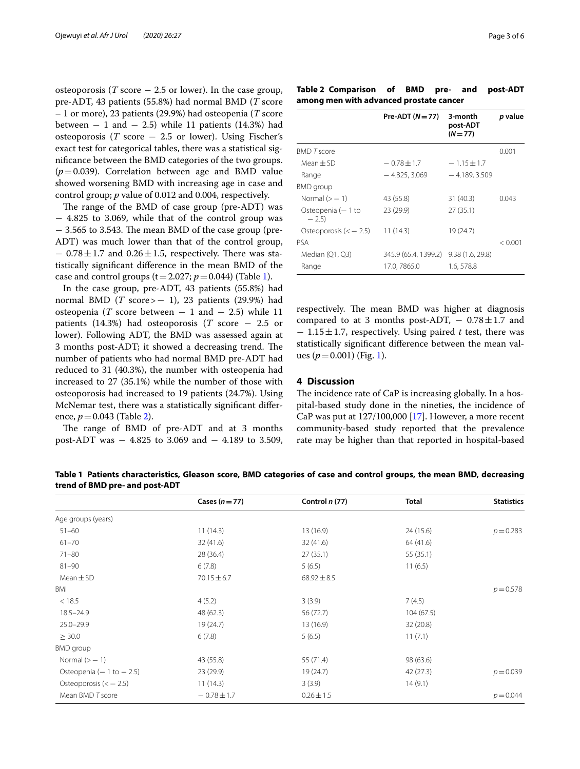osteoporosis ($T$ score − 2.5 or lower). In the case group, pre-ADT, 43 patients (55.8%) had normal BMD ($T$ score − 1 or more), 23 patients (29.9%) had osteopenia ($T$ score between − 1 and − 2.5) while 11 patients (14.3%) had osteoporosis ($T$ score − 2.5 or lower). Using Fischer's exact test for categorical tables, there was a statistical significance between the BMD categories of the two groups. ($p = 0.039$). Correlation between age and BMD value showed worsening BMD with increasing age in case and control group; $p$ value of 0.012 and 0.004, respectively.

The range of the BMD of case group (pre-ADT) was − 4.825 to 3.069, while that of the control group was − 3.565 to 3.543. The mean BMD of the case group (pre-ADT) was much lower than that of the control group, − 0.78 ± 1.7 and 0.26 ± 1.5, respectively. There was statistically significant difference in the mean BMD of the case and control groups ($t = 2.027$; $p = 0.044$) (Table 1).

In the case group, pre-ADT, 43 patients (55.8%) had normal BMD ($T$ score > − 1), 23 patients (29.9%) had osteopenia ($T$ score between − 1 and − 2.5) while 11 patients (14.3%) had osteoporosis ($T$ score − 2.5 or lower). Following ADT, the BMD was assessed again at 3 months post-ADT; it showed a decreasing trend. The number of patients who had normal BMD pre-ADT had reduced to 31 (40.3%), the number with osteopenia had increased to 27 (35.1%) while the number of those with osteoporosis had increased to 19 patients (24.7%). Using McNemar test, there was a statistically significant difference, $p = 0.043$ (Table 2).

The range of BMD of pre-ADT and at 3 months post-ADT was − 4.825 to 3.069 and − 4.189 to 3.509, respectively. The mean BMD was higher at diagnosis compared to at 3 months post-ADT, − 0.78 ± 1.7 and − 1.15 ± 1.7, respectively. Using paired $t$ test, there was statistically significant difference between the mean values ($p = 0.001$) (Fig. 1).

**Table 2 Comparison of BMD pre- and post-ADT among men with advanced prostate cancer**

| | Pre-ADT ($N = 77$) | 3-month post-ADT ($N = 77$) | $p$ value |
|---|---|---|---|
| BMD $T$ score | | | 0.001 |
| Mean ± SD | − 0.78 ± 1.7 | − 1.15 ± 1.7 | |
| Range | − 4.825, 3.069 | − 4.189, 3.509 | |
| BMD group | | | |
| Normal (> − 1) | 43 (55.8) | 31 (40.3) | 0.043 |
| Osteopenia (− 1 to − 2.5) | 23 (29.9) | 27 (35.1) | |
| Osteoporosis (< − 2.5) | 11 (14.3) | 19 (24.7) | |
| PSA | | | < 0.001 |
| Median (Q1, Q3) | 345.9 (65.4, 1399.2) | 9.38 (1.6, 29.8) | |
| Range | 17.0, 7865.0 | 1.6, 578.8 | |

## 4 Discussion

The incidence rate of CaP is increasing globally. In a hospital-based study done in the nineties, the incidence of CaP was put at 127/100,000 [17]. However, a more recent community-based study reported that the prevalence rate may be higher than that reported in hospital-based

**Table 1 Patients characteristics, Gleason score, BMD categories of case and control groups, the mean BMD, decreasing trend of BMD pre- and post-ADT**

| | Cases ($n = 77$) | Control $n$ (77) | Total | Statistics |
|---|---|---|---|---|
| Age groups (years) | | | | |
| 51–60 | 11 (14.3) | 13 (16.9) | 24 (15.6) | $p = 0.283$ |
| 61–70 | 32 (41.6) | 32 (41.6) | 64 (41.6) | |
| 71–80 | 28 (36.4) | 27 (35.1) | 55 (35.1) | |
| 81–90 | 6 (7.8) | 5 (6.5) | 11 (6.5) | |
| Mean ± SD | 70.15 ± 6.7 | 68.92 ± 8.5 | | |
| BMI | | | | $p = 0.578$ |
| < 18.5 | 4 (5.2) | 3 (3.9) | 7 (4.5) | |
| 18.5–24.9 | 48 (62.3) | 56 (72.7) | 104 (67.5) | |
| 25.0–29.9 | 19 (24.7) | 13 (16.9) | 32 (20.8) | |
| ≥ 30.0 | 6 (7.8) | 5 (6.5) | 11 (7.1) | |
| BMD group | | | | |
| Normal (> − 1) | 43 (55.8) | 55 (71.4) | 98 (63.6) | |
| Osteopenia (− 1 to − 2.5) | 23 (29.9) | 19 (24.7) | 42 (27.3) | $p = 0.039$ |
| Osteoporosis (< − 2.5) | 11 (14.3) | 3 (3.9) | 14 (9.1) | |
| Mean BMD $T$ score | − 0.78 ± 1.7 | 0.26 ± 1.5 | | $p = 0.044$ |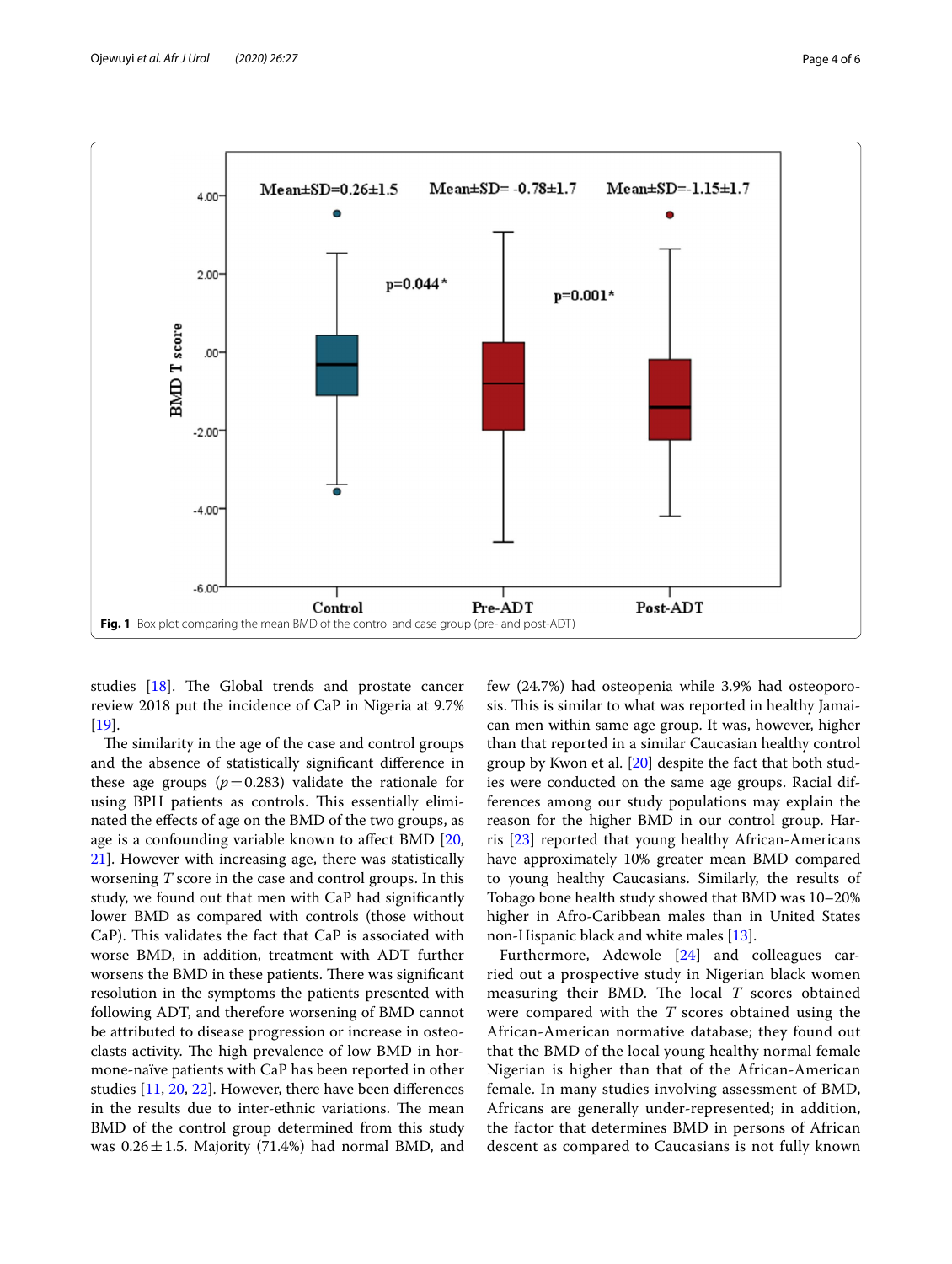Fig. 1 Box plot comparing the mean BMD of the control and case group (pre- and post-ADT)

studies [18]. The Global trends and prostate cancer review 2018 put the incidence of CaP in Nigeria at 9.7% [19].

The similarity in the age of the case and control groups and the absence of statistically significant difference in these age groups ($p=0.283$) validate the rationale for using BPH patients as controls. This essentially eliminated the effects of age on the BMD of the two groups, as age is a confounding variable known to affect BMD [20, 21]. However with increasing age, there was statistically worsening *T* score in the case and control groups. In this study, we found out that men with CaP had significantly lower BMD as compared with controls (those without CaP). This validates the fact that CaP is associated with worse BMD, in addition, treatment with ADT further worsens the BMD in these patients. There was significant resolution in the symptoms the patients presented with following ADT, and therefore worsening of BMD cannot be attributed to disease progression or increase in osteoclasts activity. The high prevalence of low BMD in hormone-naïve patients with CaP has been reported in other studies [11, 20, 22]. However, there have been differences in the results due to inter-ethnic variations. The mean BMD of the control group determined from this study was $0.26 \pm 1.5$. Majority (71.4%) had normal BMD, and few (24.7%) had osteopenia while 3.9% had osteoporosis. This is similar to what was reported in healthy Jamaican men within same age group. It was, however, higher than that reported in a similar Caucasian healthy control group by Kwon et al. [20] despite the fact that both studies were conducted on the same age groups. Racial differences among our study populations may explain the reason for the higher BMD in our control group. Harris [23] reported that young healthy African-Americans have approximately 10% greater mean BMD compared to young healthy Caucasians. Similarly, the results of Tobago bone health study showed that BMD was 10–20% higher in Afro-Caribbean males than in United States non-Hispanic black and white males [13].

Furthermore, Adewole [24] and colleagues carried out a prospective study in Nigerian black women measuring their BMD. The local *T* scores obtained were compared with the *T* scores obtained using the African-American normative database; they found out that the BMD of the local young healthy normal female Nigerian is higher than that of the African-American female. In many studies involving assessment of BMD, Africans are generally under-represented; in addition, the factor that determines BMD in persons of African descent as compared to Caucasians is not fully known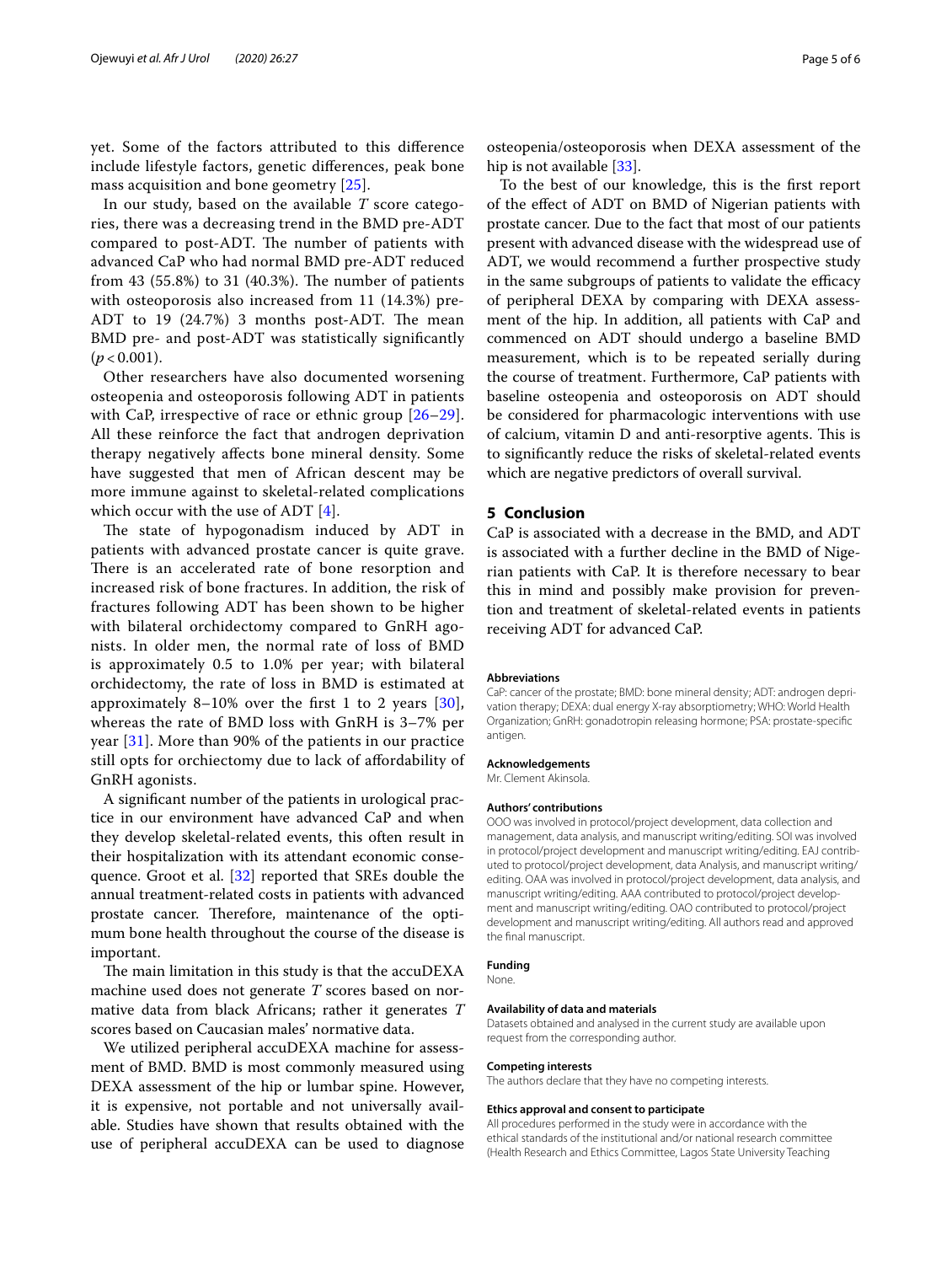yet. Some of the factors attributed to this difference include lifestyle factors, genetic differences, peak bone mass acquisition and bone geometry [25].

In our study, based on the available *T* score categories, there was a decreasing trend in the BMD pre-ADT compared to post-ADT. The number of patients with advanced CaP who had normal BMD pre-ADT reduced from 43 (55.8%) to 31 (40.3%). The number of patients with osteoporosis also increased from 11 (14.3%) pre-ADT to 19 (24.7%) 3 months post-ADT. The mean BMD pre- and post-ADT was statistically significantly ($p < 0.001$).

Other researchers have also documented worsening osteopenia and osteoporosis following ADT in patients with CaP, irrespective of race or ethnic group [26–29]. All these reinforce the fact that androgen deprivation therapy negatively affects bone mineral density. Some have suggested that men of African descent may be more immune against to skeletal-related complications which occur with the use of ADT [4].

The state of hypogonadism induced by ADT in patients with advanced prostate cancer is quite grave. There is an accelerated rate of bone resorption and increased risk of bone fractures. In addition, the risk of fractures following ADT has been shown to be higher with bilateral orchidectomy compared to GnRH agonists. In older men, the normal rate of loss of BMD is approximately 0.5 to 1.0% per year; with bilateral orchidectomy, the rate of loss in BMD is estimated at approximately 8–10% over the first 1 to 2 years [30], whereas the rate of BMD loss with GnRH is 3–7% per year [31]. More than 90% of the patients in our practice still opts for orchiectomy due to lack of affordability of GnRH agonists.

A significant number of the patients in urological practice in our environment have advanced CaP and when they develop skeletal-related events, this often result in their hospitalization with its attendant economic consequence. Groot et al. [32] reported that SREs double the annual treatment-related costs in patients with advanced prostate cancer. Therefore, maintenance of the optimum bone health throughout the course of the disease is important.

The main limitation in this study is that the accuDEXA machine used does not generate *T* scores based on normative data from black Africans; rather it generates *T* scores based on Caucasian males' normative data.

We utilized peripheral accuDEXA machine for assessment of BMD. BMD is most commonly measured using DEXA assessment of the hip or lumbar spine. However, it is expensive, not portable and not universally available. Studies have shown that results obtained with the use of peripheral accuDEXA can be used to diagnose osteopenia/osteoporosis when DEXA assessment of the hip is not available [33].

To the best of our knowledge, this is the first report of the effect of ADT on BMD of Nigerian patients with prostate cancer. Due to the fact that most of our patients present with advanced disease with the widespread use of ADT, we would recommend a further prospective study in the same subgroups of patients to validate the efficacy of peripheral DEXA by comparing with DEXA assessment of the hip. In addition, all patients with CaP and commenced on ADT should undergo a baseline BMD measurement, which is to be repeated serially during the course of treatment. Furthermore, CaP patients with baseline osteopenia and osteoporosis on ADT should be considered for pharmacologic interventions with use of calcium, vitamin D and anti-resorptive agents. This is to significantly reduce the risks of skeletal-related events which are negative predictors of overall survival.

## 5 Conclusion

CaP is associated with a decrease in the BMD, and ADT is associated with a further decline in the BMD of Nigerian patients with CaP. It is therefore necessary to bear this in mind and possibly make provision for prevention and treatment of skeletal-related events in patients receiving ADT for advanced CaP.

#### Abbreviations

CaP: cancer of the prostate; BMD: bone mineral density; ADT: androgen deprivation therapy; DEXA: dual energy X-ray absorptiometry; WHO: World Health Organization; GnRH: gonadotropin releasing hormone; PSA: prostate-specific antigen.

#### Acknowledgements

Mr. Clement Akinsola.

#### Authors' contributions

OOO was involved in protocol/project development, data collection and management, data analysis, and manuscript writing/editing. SOI was involved in protocol/project development and manuscript writing/editing. EAJ contributed to protocol/project development, data Analysis, and manuscript writing/editing. OAA was involved in protocol/project development, data analysis, and manuscript writing/editing. AAA contributed to protocol/project development and manuscript writing/editing. OAO contributed to protocol/project development and manuscript writing/editing. All authors read and approved the final manuscript.

#### Funding

None.

#### Availability of data and materials

Datasets obtained and analysed in the current study are available upon request from the corresponding author.

#### Competing interests

The authors declare that they have no competing interests.

#### Ethics approval and consent to participate

All procedures performed in the study were in accordance with the ethical standards of the institutional and/or national research committee (Health Research and Ethics Committee, Lagos State University Teaching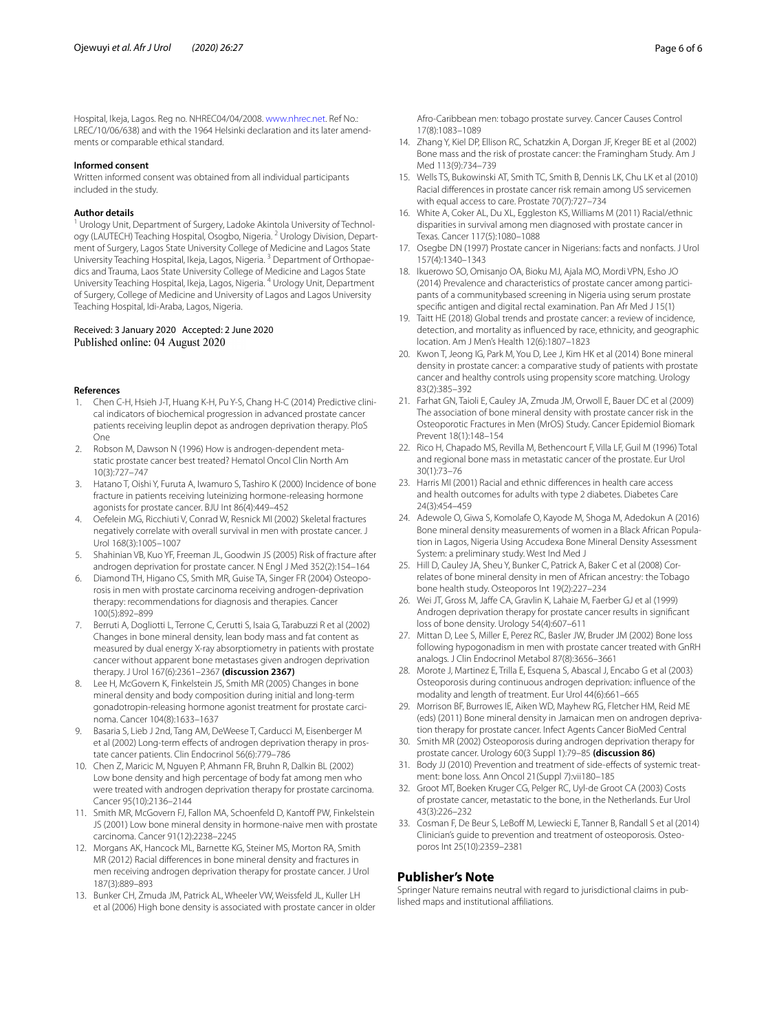Hospital, Ikeja, Lagos. Reg no. NHREC04/04/2008. www.nhrec.net. Ref No.: LREC/10/06/638) and with the 1964 Helsinki declaration and its later amendments or comparable ethical standard.

#### Informed consent

Written informed consent was obtained from all individual participants included in the study.

#### Author details

[1] Urology Unit, Department of Surgery, Ladoke Akintola University of Technology (LAUTECH) Teaching Hospital, Osogbo, Nigeria. [2] Urology Division, Department of Surgery, Lagos State University College of Medicine and Lagos State University Teaching Hospital, Ikeja, Lagos, Nigeria. [3] Department of Orthopaedics and Trauma, Laos State University College of Medicine and Lagos State University Teaching Hospital, Ikeja, Lagos, Nigeria. [4] Urology Unit, Department of Surgery, College of Medicine and University of Lagos and Lagos University Teaching Hospital, Idi-Araba, Lagos, Nigeria.

Received: 3 January 2020 Accepted: 2 June 2020
Published online: 04 August 2020

#### References

1. Chen C-H, Hsieh J-T, Huang K-H, Pu Y-S, Chang H-C (2014) Predictive clinical indicators of biochemical progression in advanced prostate cancer patients receiving leuplin depot as androgen deprivation therapy. PloS One
2. Robson M, Dawson N (1996) How is androgen-dependent metastatic prostate cancer best treated? Hematol Oncol Clin North Am 10(3):727–747
3. Hatano T, Oishi Y, Furuta A, Iwamuro S, Tashiro K (2000) Incidence of bone fracture in patients receiving luteinizing hormone-releasing hormone agonists for prostate cancer. BJU Int 86(4):449–452
4. Oefelein MG, Ricchiuti V, Conrad W, Resnick MI (2002) Skeletal fractures negatively correlate with overall survival in men with prostate cancer. J Urol 168(3):1005–1007
5. Shahinian VB, Kuo YF, Freeman JL, Goodwin JS (2005) Risk of fracture after androgen deprivation for prostate cancer. N Engl J Med 352(2):154–164
6. Diamond TH, Higano CS, Smith MR, Guise TA, Singer FR (2004) Osteoporosis in men with prostate carcinoma receiving androgen-deprivation therapy: recommendations for diagnosis and therapies. Cancer 100(5):892–899
7. Berruti A, Dogliotti L, Terrone C, Cerutti S, Isaia G, Tarabuzzi R et al (2002) Changes in bone mineral density, lean body mass and fat content as measured by dual energy X-ray absorptiometry in patients with prostate cancer without apparent bone metastases given androgen deprivation therapy. J Urol 167(6):2361–2367 **(discussion 2367)**
8. Lee H, McGovern K, Finkelstein JS, Smith MR (2005) Changes in bone mineral density and body composition during initial and long-term gonadotropin-releasing hormone agonist treatment for prostate carcinoma. Cancer 104(8):1633–1637
9. Basaria S, Lieb J 2nd, Tang AM, DeWeese T, Carducci M, Eisenberger M et al (2002) Long-term effects of androgen deprivation therapy in prostate cancer patients. Clin Endocrinol 56(6):779–786
10. Chen Z, Maricic M, Nguyen P, Ahmann FR, Bruhn R, Dalkin BL (2002) Low bone density and high percentage of body fat among men who were treated with androgen deprivation therapy for prostate carcinoma. Cancer 95(10):2136–2144
11. Smith MR, McGovern FJ, Fallon MA, Schoenfeld D, Kantoff PW, Finkelstein JS (2001) Low bone mineral density in hormone-naive men with prostate carcinoma. Cancer 91(12):2238–2245
12. Morgans AK, Hancock ML, Barnette KG, Steiner MS, Morton RA, Smith MR (2012) Racial differences in bone mineral density and fractures in men receiving androgen deprivation therapy for prostate cancer. J Urol 187(3):889–893
13. Bunker CH, Zmuda JM, Patrick AL, Wheeler VW, Weissfeld JL, Kuller LH et al (2006) High bone density is associated with prostate cancer in older Afro-Caribbean men: tobago prostate survey. Cancer Causes Control 17(8):1083–1089
14. Zhang Y, Kiel DP, Ellison RC, Schatzkin A, Dorgan JF, Kreger BE et al (2002) Bone mass and the risk of prostate cancer: the Framingham Study. Am J Med 113(9):734–739
15. Wells TS, Bukowinski AT, Smith TC, Smith B, Dennis LK, Chu LK et al (2010) Racial differences in prostate cancer risk remain among US servicemen with equal access to care. Prostate 70(7):727–734
16. White A, Coker AL, Du XL, Eggleston KS, Williams M (2011) Racial/ethnic disparities in survival among men diagnosed with prostate cancer in Texas. Cancer 117(5):1080–1088
17. Osegbe DN (1997) Prostate cancer in Nigerians: facts and nonfacts. J Urol 157(4):1340–1343
18. Ikuerowo SO, Omisanjo OA, Bioku MJ, Ajala MO, Mordi VPN, Esho JO (2014) Prevalence and characteristics of prostate cancer among participants of a communitybased screening in Nigeria using serum prostate specific antigen and digital rectal examination. Pan Afr Med J 15(1)
19. Taitt HE (2018) Global trends and prostate cancer: a review of incidence, detection, and mortality as influenced by race, ethnicity, and geographic location. Am J Men's Health 12(6):1807–1823
20. Kwon T, Jeong IG, Park M, You D, Lee J, Kim HK et al (2014) Bone mineral density in prostate cancer: a comparative study of patients with prostate cancer and healthy controls using propensity score matching. Urology 83(2):385–392
21. Farhat GN, Taioli E, Cauley JA, Zmuda JM, Orwoll E, Bauer DC et al (2009) The association of bone mineral density with prostate cancer risk in the Osteoporotic Fractures in Men (MrOS) Study. Cancer Epidemiol Biomark Prevent 18(1):148–154
22. Rico H, Chapado MS, Revilla M, Bethencourt F, Villa LF, Guil M (1996) Total and regional bone mass in metastatic cancer of the prostate. Eur Urol 30(1):73–76
23. Harris MI (2001) Racial and ethnic differences in health care access and health outcomes for adults with type 2 diabetes. Diabetes Care 24(3):454–459
24. Adewole O, Giwa S, Komolafe O, Kayode M, Shoga M, Adedokun A (2016) Bone mineral density measurements of women in a Black African Population in Lagos, Nigeria Using Accudexa Bone Mineral Density Assessment System: a preliminary study. West Ind Med J
25. Hill D, Cauley JA, Sheu Y, Bunker C, Patrick A, Baker C et al (2008) Correlates of bone mineral density in men of African ancestry: the Tobago bone health study. Osteoporos Int 19(2):227–234
26. Wei JT, Gross M, Jaffe CA, Gravlin K, Lahaie M, Faerber GJ et al (1999) Androgen deprivation therapy for prostate cancer results in significant loss of bone density. Urology 54(4):607–611
27. Mittan D, Lee S, Miller E, Perez RC, Basler JW, Bruder JM (2002) Bone loss following hypogonadism in men with prostate cancer treated with GnRH analogs. J Clin Endocrinol Metabol 87(8):3656–3661
28. Morote J, Martinez E, Trilla E, Esquena S, Abascal J, Encabo G et al (2003) Osteoporosis during continuous androgen deprivation: influence of the modality and length of treatment. Eur Urol 44(6):661–665
29. Morrison BF, Burrowes IE, Aiken WD, Mayhew RG, Fletcher HM, Reid ME (eds) (2011) Bone mineral density in Jamaican men on androgen deprivation therapy for prostate cancer. Infect Agents Cancer BioMed Central
30. Smith MR (2002) Osteoporosis during androgen deprivation therapy for prostate cancer. Urology 60(3 Suppl 1):79–85 **(discussion 86)**
31. Body JJ (2010) Prevention and treatment of side-effects of systemic treatment: bone loss. Ann Oncol 21(Suppl 7):vii180–185
32. Groot MT, Boeken Kruger CG, Pelger RC, Uyl-de Groot CA (2003) Costs of prostate cancer, metastatic to the bone, in the Netherlands. Eur Urol 43(3):226–232
33. Cosman F, De Beur S, LeBoff M, Lewiecki E, Tanner B, Randall S et al (2014) Clinician's guide to prevention and treatment of osteoporosis. Osteoporos Int 25(10):2359–2381

## Publisher's Note

Springer Nature remains neutral with regard to jurisdictional claims in published maps and institutional affiliations.